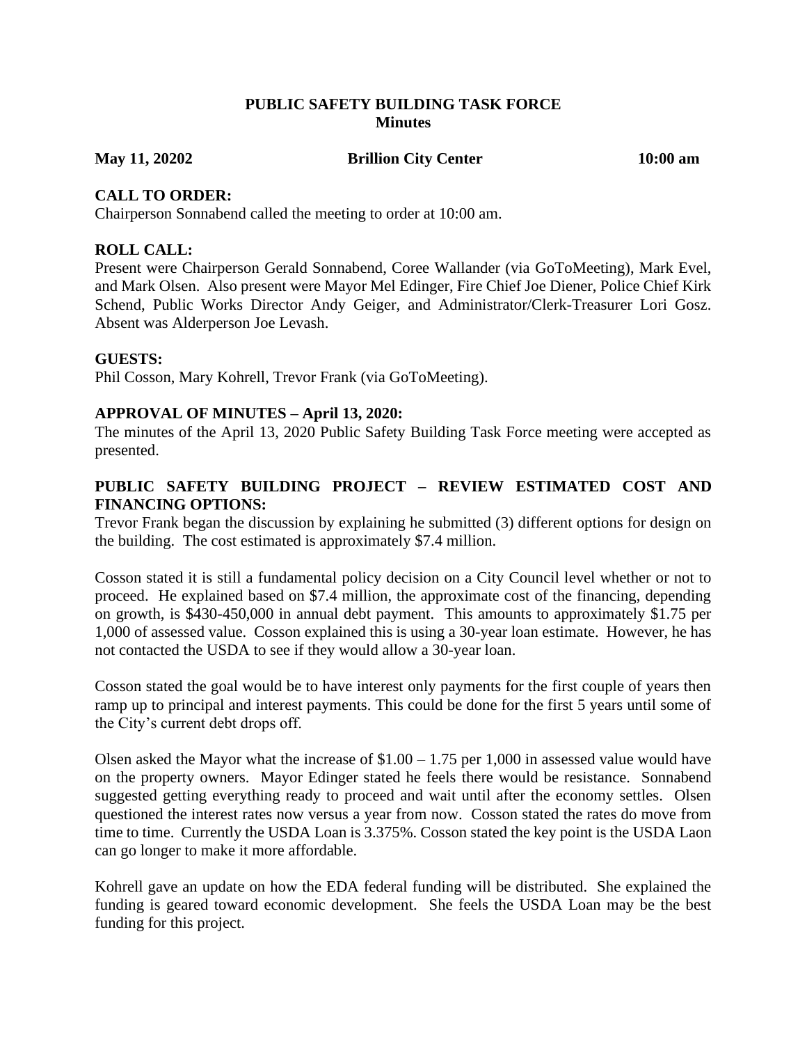# PUBLIC SAFETY BUILDING TASK FORCE
## Minutes

**May 11, 20202** **Brillion City Center** **10:00 am**

**CALL TO ORDER:**
Chairperson Sonnabend called the meeting to order at 10:00 am.

**ROLL CALL:**
Present were Chairperson Gerald Sonnabend, Coree Wallander (via GoToMeeting), Mark Evel, and Mark Olsen. Also present were Mayor Mel Edinger, Fire Chief Joe Diener, Police Chief Kirk Schend, Public Works Director Andy Geiger, and Administrator/Clerk-Treasurer Lori Gosz. Absent was Alderperson Joe Levash.

**GUESTS:**
Phil Cosson, Mary Kohrell, Trevor Frank (via GoToMeeting).

**APPROVAL OF MINUTES – April 13, 2020:**
The minutes of the April 13, 2020 Public Safety Building Task Force meeting were accepted as presented.

**PUBLIC SAFETY BUILDING PROJECT – REVIEW ESTIMATED COST AND FINANCING OPTIONS:**
Trevor Frank began the discussion by explaining he submitted (3) different options for design on the building. The cost estimated is approximately $7.4 million.

Cosson stated it is still a fundamental policy decision on a City Council level whether or not to proceed. He explained based on $7.4 million, the approximate cost of the financing, depending on growth, is $430-450,000 in annual debt payment. This amounts to approximately $1.75 per 1,000 of assessed value. Cosson explained this is using a 30-year loan estimate. However, he has not contacted the USDA to see if they would allow a 30-year loan.

Cosson stated the goal would be to have interest only payments for the first couple of years then ramp up to principal and interest payments. This could be done for the first 5 years until some of the City's current debt drops off.

Olsen asked the Mayor what the increase of $1.00 – 1.75 per 1,000 in assessed value would have on the property owners. Mayor Edinger stated he feels there would be resistance. Sonnabend suggested getting everything ready to proceed and wait until after the economy settles. Olsen questioned the interest rates now versus a year from now. Cosson stated the rates do move from time to time. Currently the USDA Loan is 3.375%. Cosson stated the key point is the USDA Laon can go longer to make it more affordable.

Kohrell gave an update on how the EDA federal funding will be distributed. She explained the funding is geared toward economic development. She feels the USDA Loan may be the best funding for this project.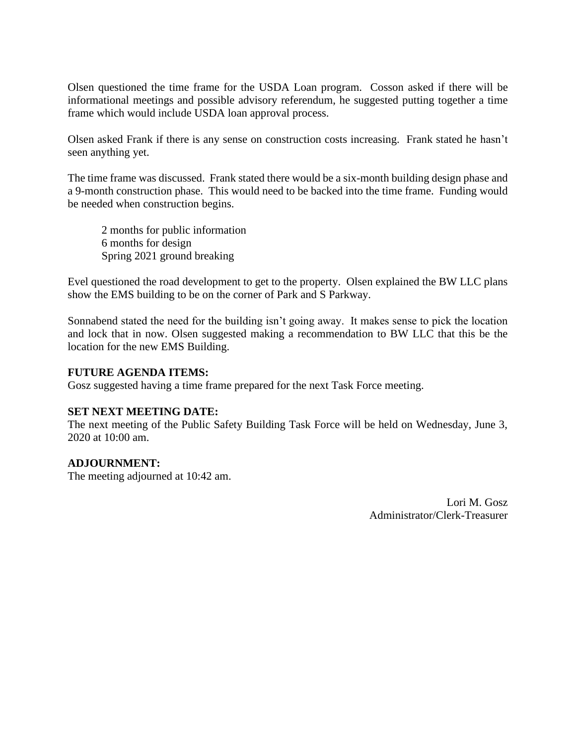Olsen questioned the time frame for the USDA Loan program. Cosson asked if there will be informational meetings and possible advisory referendum, he suggested putting together a time frame which would include USDA loan approval process.

Olsen asked Frank if there is any sense on construction costs increasing. Frank stated he hasn't seen anything yet.

The time frame was discussed. Frank stated there would be a six-month building design phase and a 9-month construction phase. This would need to be backed into the time frame. Funding would be needed when construction begins.

> 2 months for public information
> 6 months for design
> Spring 2021 ground breaking

Evel questioned the road development to get to the property. Olsen explained the BW LLC plans show the EMS building to be on the corner of Park and S Parkway.

Sonnabend stated the need for the building isn't going away. It makes sense to pick the location and lock that in now. Olsen suggested making a recommendation to BW LLC that this be the location for the new EMS Building.

**FUTURE AGENDA ITEMS:**
Gosz suggested having a time frame prepared for the next Task Force meeting.

**SET NEXT MEETING DATE:**
The next meeting of the Public Safety Building Task Force will be held on Wednesday, June 3, 2020 at 10:00 am.

**ADJOURNMENT:**
The meeting adjourned at 10:42 am.

Lori M. Gosz
Administrator/Clerk-Treasurer